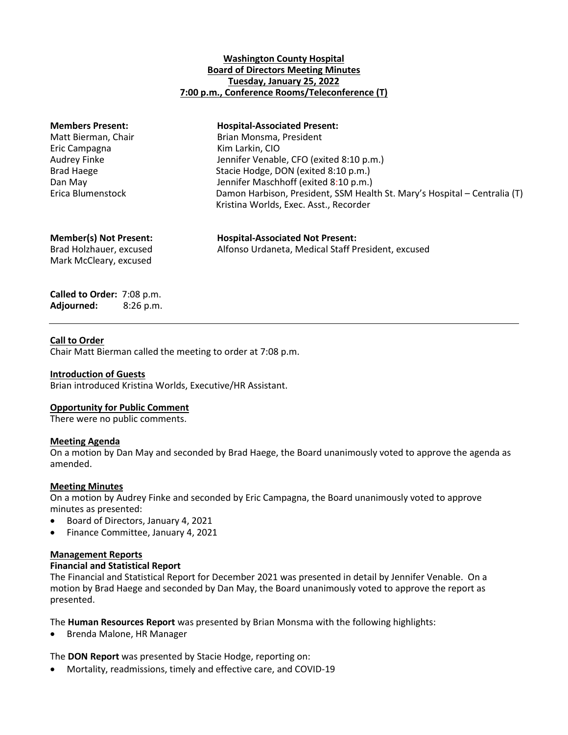**Washington County Hospital**
**Board of Directors Meeting Minutes**
**Tuesday, January 25, 2022**
**7:00 p.m., Conference Rooms/Teleconference (T)**

| **Members Present:** | **Hospital-Associated Present:** |
|---|---|
| Matt Bierman, Chair | Brian Monsma, President |
| Eric Campagna | Kim Larkin, CIO |
| Audrey Finke | Jennifer Venable, CFO (exited 8:10 p.m.) |
| Brad Haege | Stacie Hodge, DON (exited 8:10 p.m.) |
| Dan May | Jennifer Maschhoff (exited 8:10 p.m.) |
| Erica Blumenstock | Damon Harbison, President, SSM Health St. Mary's Hospital – Centralia (T) |
| | Kristina Worlds, Exec. Asst., Recorder |

| **Member(s) Not Present:** | **Hospital-Associated Not Present:** |
|---|---|
| Brad Holzhauer, excused | Alfonso Urdaneta, Medical Staff President, excused |
| Mark McCleary, excused | |

**Called to Order:** 7:08 p.m.
**Adjourned:** 8:26 p.m.

---

**Call to Order**
Chair Matt Bierman called the meeting to order at 7:08 p.m.

**Introduction of Guests**
Brian introduced Kristina Worlds, Executive/HR Assistant.

**Opportunity for Public Comment**
There were no public comments.

**Meeting Agenda**
On a motion by Dan May and seconded by Brad Haege, the Board unanimously voted to approve the agenda as amended.

**Meeting Minutes**
On a motion by Audrey Finke and seconded by Eric Campagna, the Board unanimously voted to approve minutes as presented:

- Board of Directors, January 4, 2021
- Finance Committee, January 4, 2021

**Management Reports**
**Financial and Statistical Report**
The Financial and Statistical Report for December 2021 was presented in detail by Jennifer Venable. On a motion by Brad Haege and seconded by Dan May, the Board unanimously voted to approve the report as presented.

The **Human Resources Report** was presented by Brian Monsma with the following highlights:

- Brenda Malone, HR Manager

The **DON Report** was presented by Stacie Hodge, reporting on:

- Mortality, readmissions, timely and effective care, and COVID-19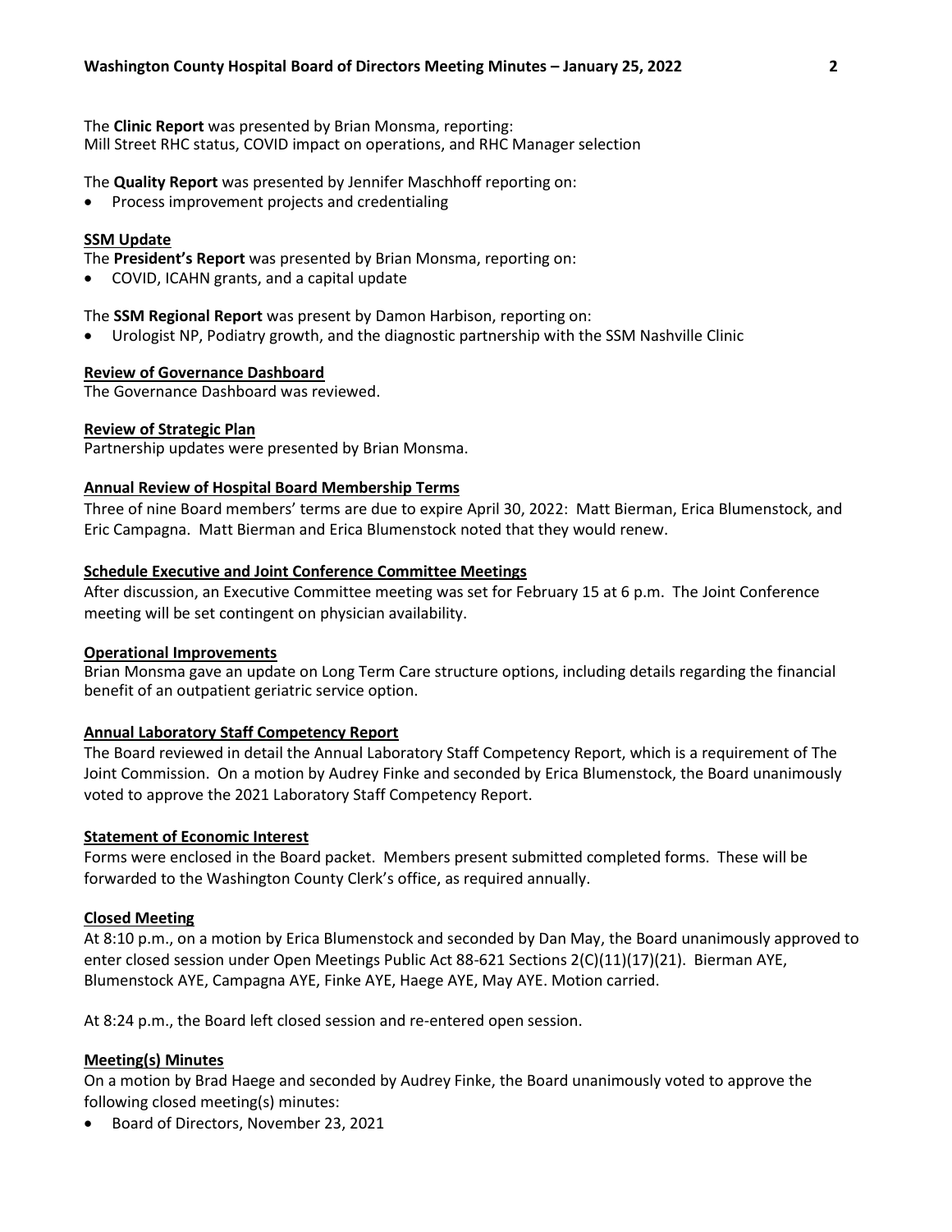The **Clinic Report** was presented by Brian Monsma, reporting:
Mill Street RHC status, COVID impact on operations, and RHC Manager selection

The **Quality Report** was presented by Jennifer Maschhoff reporting on:

- Process improvement projects and credentialing

**SSM Update**

The **President's Report** was presented by Brian Monsma, reporting on:

- COVID, ICAHN grants, and a capital update

The **SSM Regional Report** was present by Damon Harbison, reporting on:

- Urologist NP, Podiatry growth, and the diagnostic partnership with the SSM Nashville Clinic

**Review of Governance Dashboard**

The Governance Dashboard was reviewed.

**Review of Strategic Plan**

Partnership updates were presented by Brian Monsma.

**Annual Review of Hospital Board Membership Terms**

Three of nine Board members' terms are due to expire April 30, 2022: Matt Bierman, Erica Blumenstock, and Eric Campagna. Matt Bierman and Erica Blumenstock noted that they would renew.

**Schedule Executive and Joint Conference Committee Meetings**

After discussion, an Executive Committee meeting was set for February 15 at 6 p.m. The Joint Conference meeting will be set contingent on physician availability.

**Operational Improvements**

Brian Monsma gave an update on Long Term Care structure options, including details regarding the financial benefit of an outpatient geriatric service option.

**Annual Laboratory Staff Competency Report**

The Board reviewed in detail the Annual Laboratory Staff Competency Report, which is a requirement of The Joint Commission. On a motion by Audrey Finke and seconded by Erica Blumenstock, the Board unanimously voted to approve the 2021 Laboratory Staff Competency Report.

**Statement of Economic Interest**

Forms were enclosed in the Board packet. Members present submitted completed forms. These will be forwarded to the Washington County Clerk's office, as required annually.

**Closed Meeting**

At 8:10 p.m., on a motion by Erica Blumenstock and seconded by Dan May, the Board unanimously approved to enter closed session under Open Meetings Public Act 88-621 Sections 2(C)(11)(17)(21). Bierman AYE, Blumenstock AYE, Campagna AYE, Finke AYE, Haege AYE, May AYE. Motion carried.

At 8:24 p.m., the Board left closed session and re-entered open session.

**Meeting(s) Minutes**

On a motion by Brad Haege and seconded by Audrey Finke, the Board unanimously voted to approve the following closed meeting(s) minutes:

- Board of Directors, November 23, 2021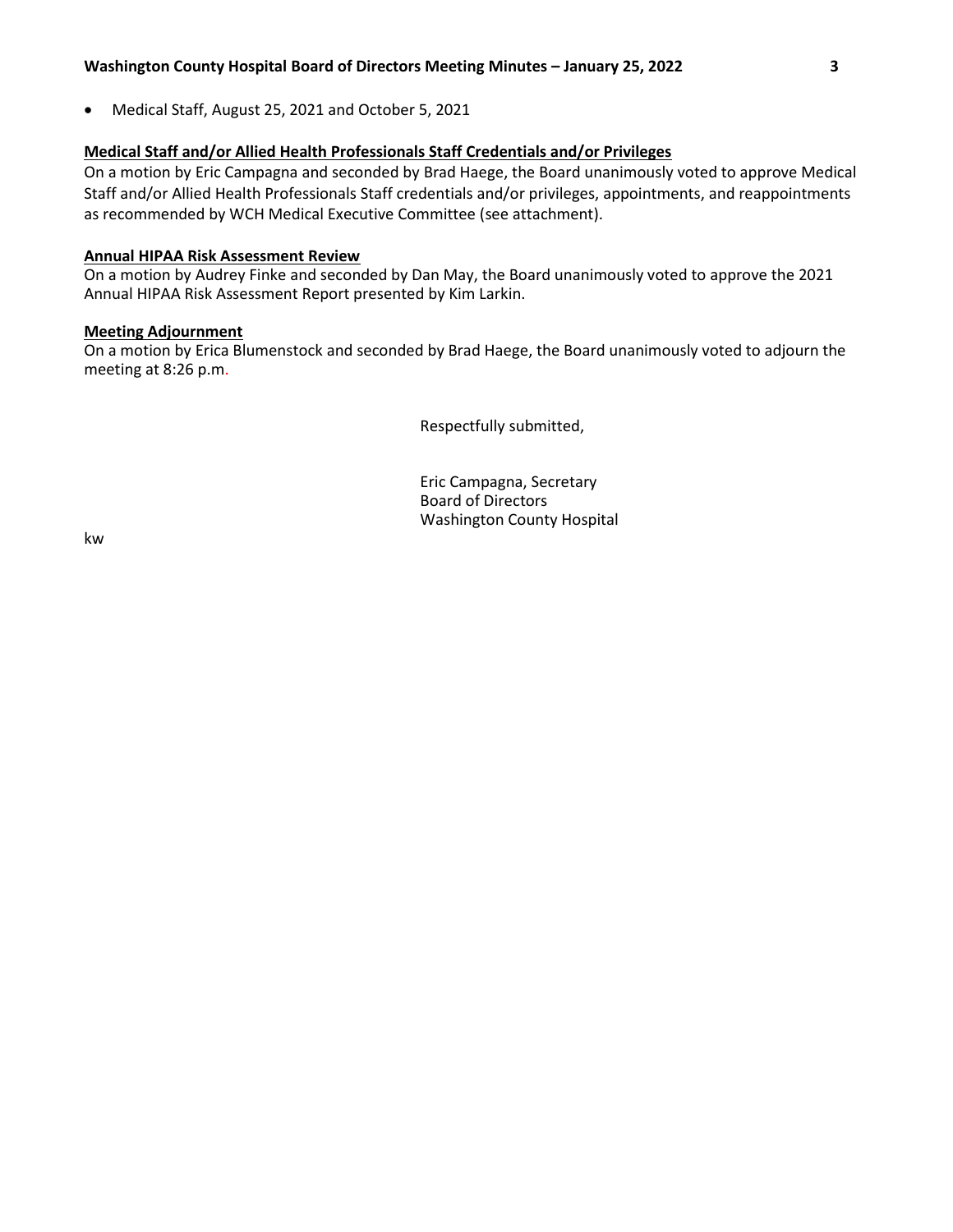- Medical Staff, August 25, 2021 and October 5, 2021

**Medical Staff and/or Allied Health Professionals Staff Credentials and/or Privileges**

On a motion by Eric Campagna and seconded by Brad Haege, the Board unanimously voted to approve Medical Staff and/or Allied Health Professionals Staff credentials and/or privileges, appointments, and reappointments as recommended by WCH Medical Executive Committee (see attachment).

**Annual HIPAA Risk Assessment Review**

On a motion by Audrey Finke and seconded by Dan May, the Board unanimously voted to approve the 2021 Annual HIPAA Risk Assessment Report presented by Kim Larkin.

**Meeting Adjournment**

On a motion by Erica Blumenstock and seconded by Brad Haege, the Board unanimously voted to adjourn the meeting at 8:26 p.m.

Respectfully submitted,

Eric Campagna, Secretary
Board of Directors
Washington County Hospital

kw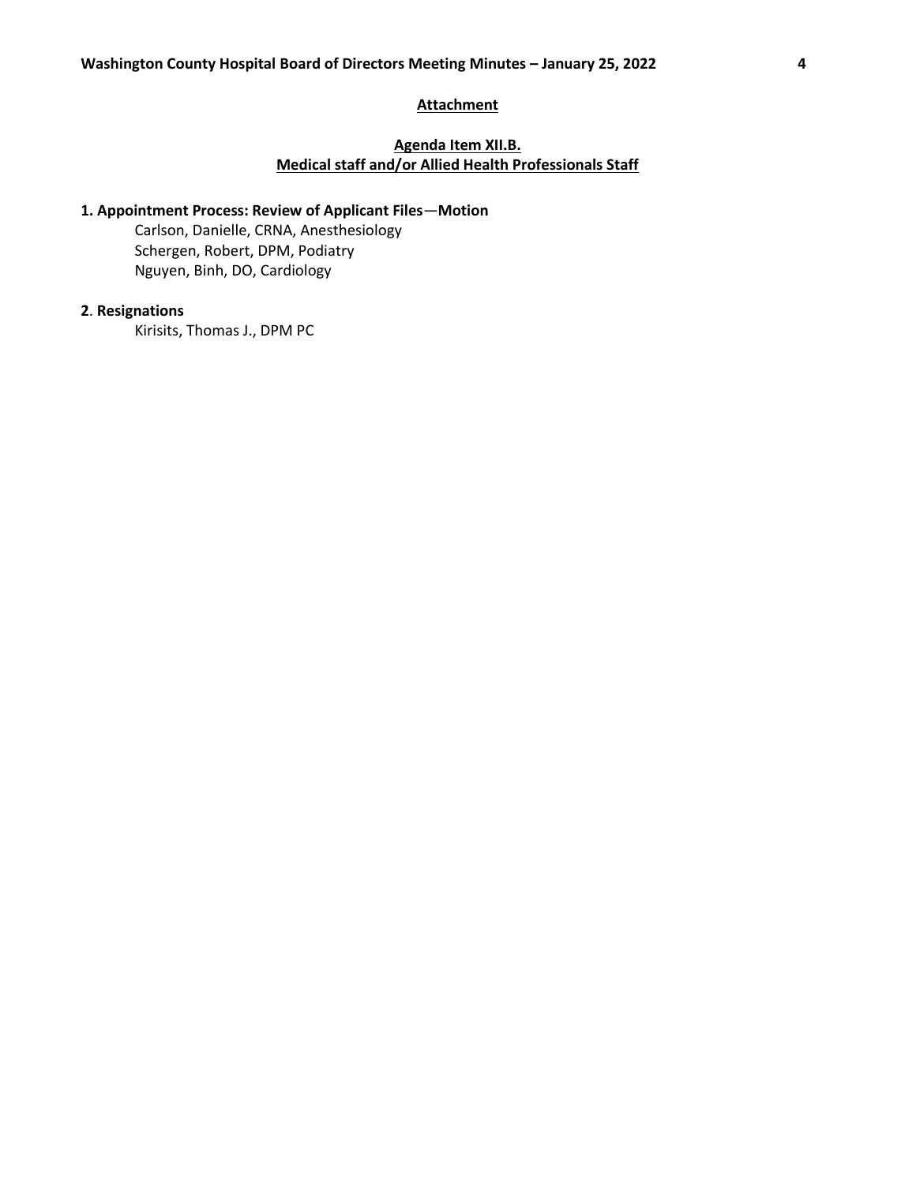## Attachment

### Agenda Item XII.B.
### Medical staff and/or Allied Health Professionals Staff

**1. Appointment Process: Review of Applicant Files—Motion**

Carlson, Danielle, CRNA, Anesthesiology
Schergen, Robert, DPM, Podiatry
Nguyen, Binh, DO, Cardiology

**2. Resignations**

Kirisits, Thomas J., DPM PC